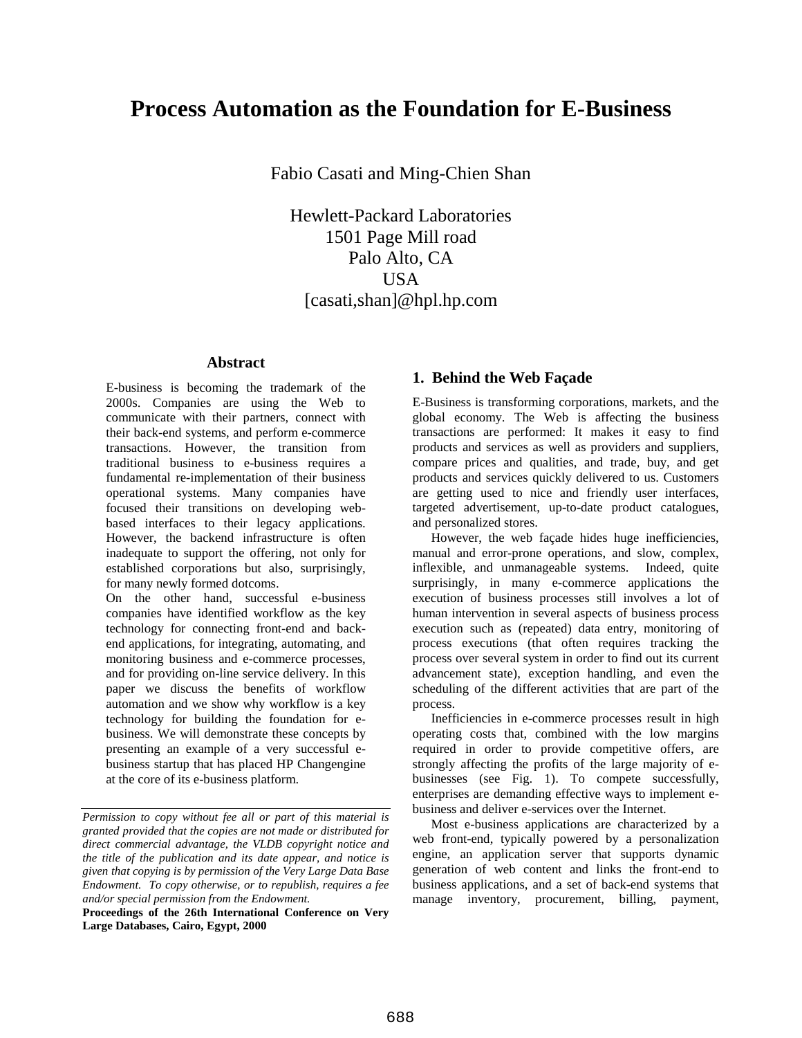# Process Automation as the Foundation for E-Business

Fabio Casati and Ming-Chien Shan

Hewlett-Packard Laboratories
1501 Page Mill road
Palo Alto, CA
USA
[casati,shan]@hpl.hp.com

## Abstract

E-business is becoming the trademark of the 2000s. Companies are using the Web to communicate with their partners, connect with their back-end systems, and perform e-commerce transactions. However, the transition from traditional business to e-business requires a fundamental re-implementation of their business operational systems. Many companies have focused their transitions on developing web-based interfaces to their legacy applications. However, the backend infrastructure is often inadequate to support the offering, not only for established corporations but also, surprisingly, for many newly formed dotcoms.

On the other hand, successful e-business companies have identified workflow as the key technology for connecting front-end and back-end applications, for integrating, automating, and monitoring business and e-commerce processes, and for providing on-line service delivery. In this paper we discuss the benefits of workflow automation and we show why workflow is a key technology for building the foundation for e-business. We will demonstrate these concepts by presenting an example of a very successful e-business startup that has placed HP Changengine at the core of its e-business platform.

*Permission to copy without fee all or part of this material is granted provided that the copies are not made or distributed for direct commercial advantage, the VLDB copyright notice and the title of the publication and its date appear, and notice is given that copying is by permission of the Very Large Data Base Endowment. To copy otherwise, or to republish, requires a fee and/or special permission from the Endowment.*

**Proceedings of the 26th International Conference on Very Large Databases, Cairo, Egypt, 2000**

## 1. Behind the Web Façade

E-Business is transforming corporations, markets, and the global economy. The Web is affecting the business transactions are performed: It makes it easy to find products and services as well as providers and suppliers, compare prices and qualities, and trade, buy, and get products and services quickly delivered to us. Customers are getting used to nice and friendly user interfaces, targeted advertisement, up-to-date product catalogues, and personalized stores.

However, the web façade hides huge inefficiencies, manual and error-prone operations, and slow, complex, inflexible, and unmanageable systems. Indeed, quite surprisingly, in many e-commerce applications the execution of business processes still involves a lot of human intervention in several aspects of business process execution such as (repeated) data entry, monitoring of process executions (that often requires tracking the process over several system in order to find out its current advancement state), exception handling, and even the scheduling of the different activities that are part of the process.

Inefficiencies in e-commerce processes result in high operating costs that, combined with the low margins required in order to provide competitive offers, are strongly affecting the profits of the large majority of e-businesses (see Fig. 1). To compete successfully, enterprises are demanding effective ways to implement e-business and deliver e-services over the Internet.

Most e-business applications are characterized by a web front-end, typically powered by a personalization engine, an application server that supports dynamic generation of web content and links the front-end to business applications, and a set of back-end systems that manage inventory, procurement, billing, payment,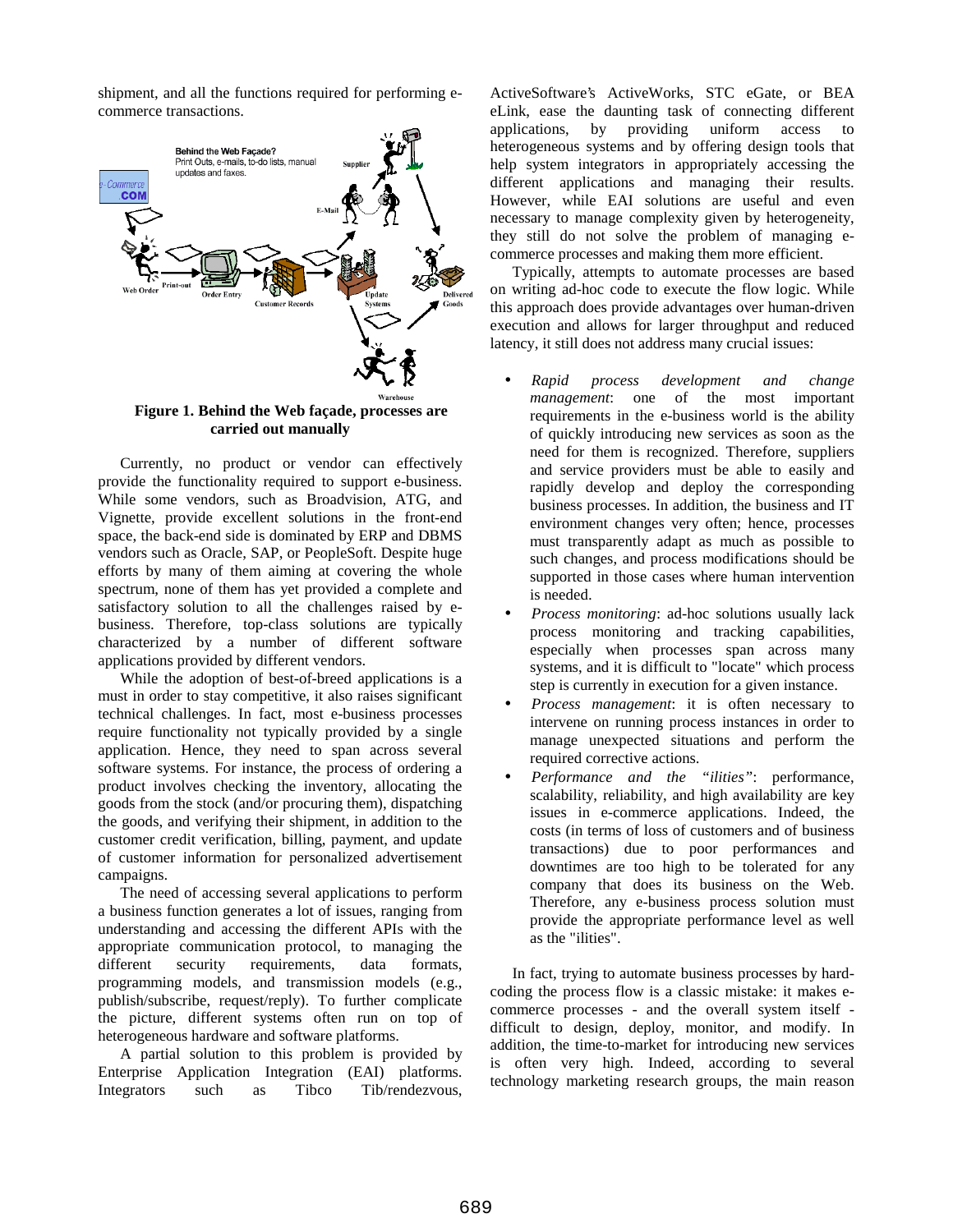shipment, and all the functions required for performing e-commerce transactions.

**Figure 1. Behind the Web façade, processes are carried out manually**

Currently, no product or vendor can effectively provide the functionality required to support e-business. While some vendors, such as Broadvision, ATG, and Vignette, provide excellent solutions in the front-end space, the back-end side is dominated by ERP and DBMS vendors such as Oracle, SAP, or PeopleSoft. Despite huge efforts by many of them aiming at covering the whole spectrum, none of them has yet provided a complete and satisfactory solution to all the challenges raised by e-business. Therefore, top-class solutions are typically characterized by a number of different software applications provided by different vendors.

While the adoption of best-of-breed applications is a must in order to stay competitive, it also raises significant technical challenges. In fact, most e-business processes require functionality not typically provided by a single application. Hence, they need to span across several software systems. For instance, the process of ordering a product involves checking the inventory, allocating the goods from the stock (and/or procuring them), dispatching the goods, and verifying their shipment, in addition to the customer credit verification, billing, payment, and update of customer information for personalized advertisement campaigns.

The need of accessing several applications to perform a business function generates a lot of issues, ranging from understanding and accessing the different APIs with the appropriate communication protocol, to managing the different security requirements, data formats, programming models, and transmission models (e.g., publish/subscribe, request/reply). To further complicate the picture, different systems often run on top of heterogeneous hardware and software platforms.

A partial solution to this problem is provided by Enterprise Application Integration (EAI) platforms. Integrators such as Tibco Tib/rendezvous, ActiveSoftware's ActiveWorks, STC eGate, or BEA eLink, ease the daunting task of connecting different applications, by providing uniform access to heterogeneous systems and by offering design tools that help system integrators in appropriately accessing the different applications and managing their results. However, while EAI solutions are useful and even necessary to manage complexity given by heterogeneity, they still do not solve the problem of managing e-commerce processes and making them more efficient.

Typically, attempts to automate processes are based on writing ad-hoc code to execute the flow logic. While this approach does provide advantages over human-driven execution and allows for larger throughput and reduced latency, it still does not address many crucial issues:

- *Rapid process development and change management*: one of the most important requirements in the e-business world is the ability of quickly introducing new services as soon as the need for them is recognized. Therefore, suppliers and service providers must be able to easily and rapidly develop and deploy the corresponding business processes. In addition, the business and IT environment changes very often; hence, processes must transparently adapt as much as possible to such changes, and process modifications should be supported in those cases where human intervention is needed.
- *Process monitoring*: ad-hoc solutions usually lack process monitoring and tracking capabilities, especially when processes span across many systems, and it is difficult to "locate" which process step is currently in execution for a given instance.
- *Process management*: it is often necessary to intervene on running process instances in order to manage unexpected situations and perform the required corrective actions.
- *Performance and the "ilities"*: performance, scalability, reliability, and high availability are key issues in e-commerce applications. Indeed, the costs (in terms of loss of customers and of business transactions) due to poor performances and downtimes are too high to be tolerated for any company that does its business on the Web. Therefore, any e-business process solution must provide the appropriate performance level as well as the "ilities".

In fact, trying to automate business processes by hard-coding the process flow is a classic mistake: it makes e-commerce processes - and the overall system itself - difficult to design, deploy, monitor, and modify. In addition, the time-to-market for introducing new services is often very high. Indeed, according to several technology marketing research groups, the main reason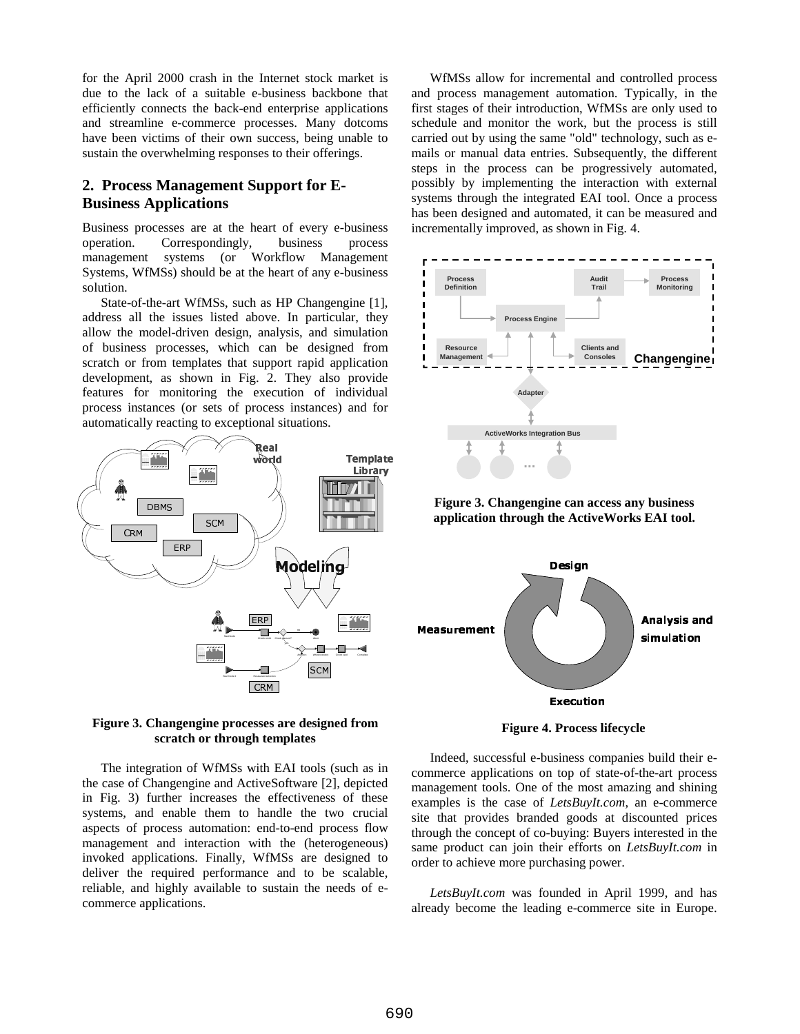for the April 2000 crash in the Internet stock market is due to the lack of a suitable e-business backbone that efficiently connects the back-end enterprise applications and streamline e-commerce processes. Many dotcoms have been victims of their own success, being unable to sustain the overwhelming responses to their offerings.

## 2. Process Management Support for E-Business Applications

Business processes are at the heart of every e-business operation. Correspondingly, business process management systems (or Workflow Management Systems, WfMSs) should be at the heart of any e-business solution.

State-of-the-art WfMSs, such as HP Changengine [1], address all the issues listed above. In particular, they allow the model-driven design, analysis, and simulation of business processes, which can be designed from scratch or from templates that support rapid application development, as shown in Fig. 2. They also provide features for monitoring the execution of individual process instances (or sets of process instances) and for automatically reacting to exceptional situations.

**Figure 3. Changengine processes are designed from scratch or through templates**

The integration of WfMSs with EAI tools (such as in the case of Changengine and ActiveSoftware [2], depicted in Fig. 3) further increases the effectiveness of these systems, and enable them to handle the two crucial aspects of process automation: end-to-end process flow management and interaction with the (heterogeneous) invoked applications. Finally, WfMSs are designed to deliver the required performance and to be scalable, reliable, and highly available to sustain the needs of e-commerce applications.

WfMSs allow for incremental and controlled process and process management automation. Typically, in the first stages of their introduction, WfMSs are only used to schedule and monitor the work, but the process is still carried out by using the same "old" technology, such as e-mails or manual data entries. Subsequently, the different steps in the process can be progressively automated, possibly by implementing the interaction with external systems through the integrated EAI tool. Once a process has been designed and automated, it can be measured and incrementally improved, as shown in Fig. 4.

**Figure 3. Changengine can access any business application through the ActiveWorks EAI tool.**

**Figure 4. Process lifecycle**

Indeed, successful e-business companies build their e-commerce applications on top of state-of-the-art process management tools. One of the most amazing and shining examples is the case of *LetsBuyIt.com*, an e-commerce site that provides branded goods at discounted prices through the concept of co-buying: Buyers interested in the same product can join their efforts on *LetsBuyIt.com* in order to achieve more purchasing power.

*LetsBuyIt.com* was founded in April 1999, and has already become the leading e-commerce site in Europe.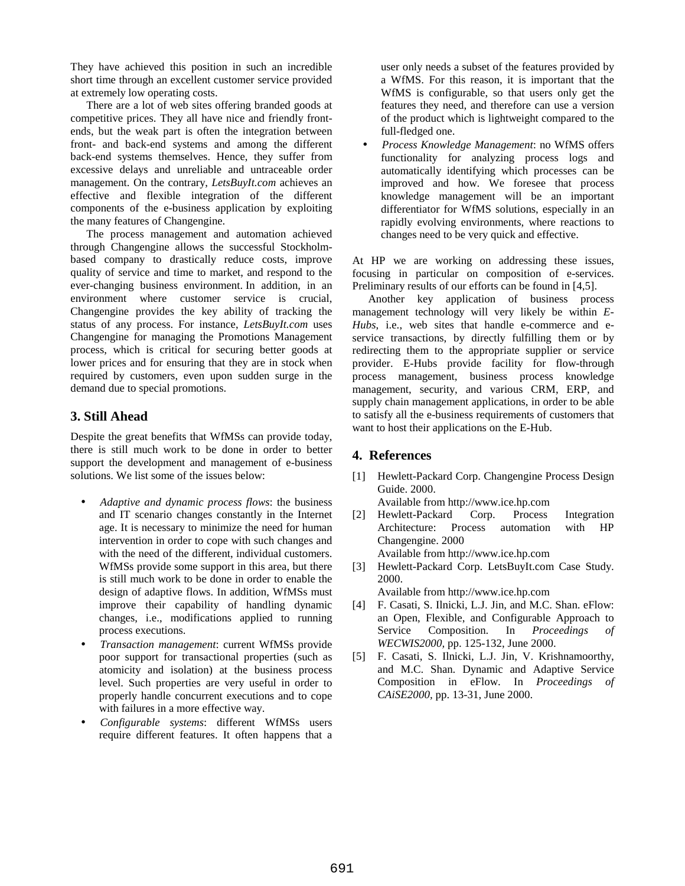They have achieved this position in such an incredible short time through an excellent customer service provided at extremely low operating costs.

There are a lot of web sites offering branded goods at competitive prices. They all have nice and friendly front-ends, but the weak part is often the integration between front- and back-end systems and among the different back-end systems themselves. Hence, they suffer from excessive delays and unreliable and untraceable order management. On the contrary, *LetsBuyIt.com* achieves an effective and flexible integration of the different components of the e-business application by exploiting the many features of Changengine.

The process management and automation achieved through Changengine allows the successful Stockholm-based company to drastically reduce costs, improve quality of service and time to market, and respond to the ever-changing business environment. In addition, in an environment where customer service is crucial, Changengine provides the key ability of tracking the status of any process. For instance, *LetsBuyIt.com* uses Changengine for managing the Promotions Management process, which is critical for securing better goods at lower prices and for ensuring that they are in stock when required by customers, even upon sudden surge in the demand due to special promotions.

## 3. Still Ahead

Despite the great benefits that WfMSs can provide today, there is still much work to be done in order to better support the development and management of e-business solutions. We list some of the issues below:

- *Adaptive and dynamic process flows*: the business and IT scenario changes constantly in the Internet age. It is necessary to minimize the need for human intervention in order to cope with such changes and with the need of the different, individual customers. WfMSs provide some support in this area, but there is still much work to be done in order to enable the design of adaptive flows. In addition, WfMSs must improve their capability of handling dynamic changes, i.e., modifications applied to running process executions.
- *Transaction management*: current WfMSs provide poor support for transactional properties (such as atomicity and isolation) at the business process level. Such properties are very useful in order to properly handle concurrent executions and to cope with failures in a more effective way.
- *Configurable systems*: different WfMSs users require different features. It often happens that a user only needs a subset of the features provided by a WfMS. For this reason, it is important that the WfMS is configurable, so that users only get the features they need, and therefore can use a version of the product which is lightweight compared to the full-fledged one.
- *Process Knowledge Management*: no WfMS offers functionality for analyzing process logs and automatically identifying which processes can be improved and how. We foresee that process knowledge management will be an important differentiator for WfMS solutions, especially in an rapidly evolving environments, where reactions to changes need to be very quick and effective.

At HP we are working on addressing these issues, focusing in particular on composition of e-services. Preliminary results of our efforts can be found in [4,5].

Another key application of business process management technology will very likely be within *E-Hubs*, i.e., web sites that handle e-commerce and e-service transactions, by directly fulfilling them or by redirecting them to the appropriate supplier or service provider. E-Hubs provide facility for flow-through process management, business process knowledge management, security, and various CRM, ERP, and supply chain management applications, in order to be able to satisfy all the e-business requirements of customers that want to host their applications on the E-Hub.

## 4. References

[1] Hewlett-Packard Corp. Changengine Process Design Guide. 2000.
Available from http://www.ice.hp.com

[2] Hewlett-Packard Corp. Process Integration Architecture: Process automation with HP Changengine. 2000
Available from http://www.ice.hp.com

[3] Hewlett-Packard Corp. LetsBuyIt.com Case Study. 2000.
Available from http://www.ice.hp.com

[4] F. Casati, S. Ilnicki, L.J. Jin, and M.C. Shan. eFlow: an Open, Flexible, and Configurable Approach to Service Composition. In *Proceedings of WECWIS2000*, pp. 125-132, June 2000.

[5] F. Casati, S. Ilnicki, L.J. Jin, V. Krishnamoorthy, and M.C. Shan. Dynamic and Adaptive Service Composition in eFlow. In *Proceedings of CAiSE2000*, pp. 13-31, June 2000.